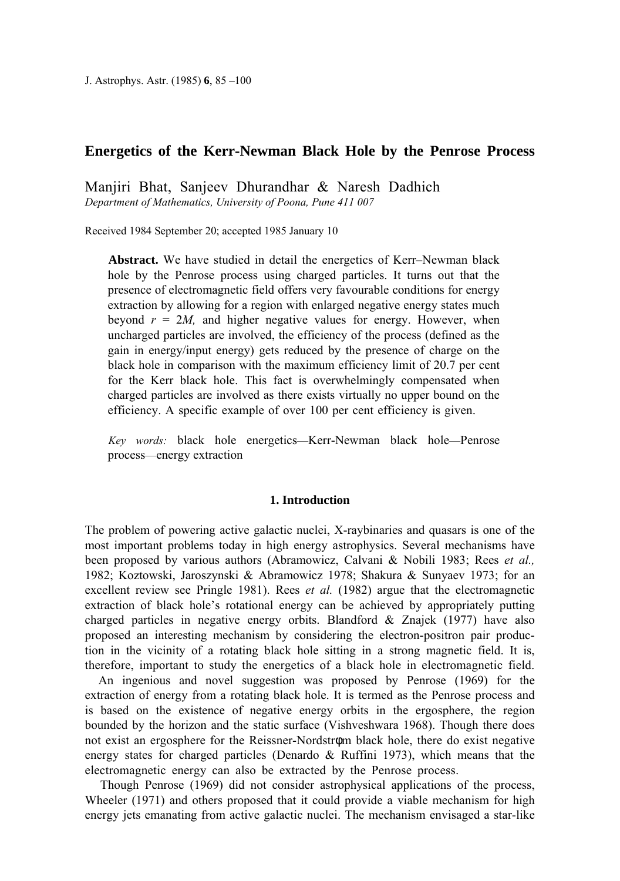# Energetics of the Kerr-Newman Black Hole by the Penrose Process

Manjiri Bhat, Sanjeev Dhurandhar & Naresh Dadhich
*Department of Mathematics, University of Poona, Pune 411 007*

Received 1984 September 20; accepted 1985 January 10

**Abstract.** We have studied in detail the energetics of Kerr–Newman black hole by the Penrose process using charged particles. It turns out that the presence of electromagnetic field offers very favourable conditions for energy extraction by allowing for a region with enlarged negative energy states much beyond $r = 2M$, and higher negative values for energy. However, when uncharged particles are involved, the efficiency of the process (defined as the gain in energy/input energy) gets reduced by the presence of charge on the black hole in comparison with the maximum efficiency limit of 20.7 per cent for the Kerr black hole. This fact is overwhelmingly compensated when charged particles are involved as there exists virtually no upper bound on the efficiency. A specific example of over 100 per cent efficiency is given.

*Key words:* black hole energetics—Kerr-Newman black hole—Penrose process—energy extraction

## 1. Introduction

The problem of powering active galactic nuclei, X-raybinaries and quasars is one of the most important problems today in high energy astrophysics. Several mechanisms have been proposed by various authors (Abramowicz, Calvani & Nobili 1983; Rees *et al.,* 1982; Koztowski, Jaroszynski & Abramowicz 1978; Shakura & Sunyaev 1973; for an excellent review see Pringle 1981). Rees *et al.* (1982) argue that the electromagnetic extraction of black hole's rotational energy can be achieved by appropriately putting charged particles in negative energy orbits. Blandford & Znajek (1977) have also proposed an interesting mechanism by considering the electron-positron pair production in the vicinity of a rotating black hole sitting in a strong magnetic field. It is, therefore, important to study the energetics of a black hole in electromagnetic field.

An ingenious and novel suggestion was proposed by Penrose (1969) for the extraction of energy from a rotating black hole. It is termed as the Penrose process and is based on the existence of negative energy orbits in the ergosphere, the region bounded by the horizon and the static surface (Vishveshwara 1968). Though there does not exist an ergosphere for the Reissner-Nordstrφm black hole, there do exist negative energy states for charged particles (Denardo & Ruffini 1973), which means that the electromagnetic energy can also be extracted by the Penrose process.

Though Penrose (1969) did not consider astrophysical applications of the process, Wheeler (1971) and others proposed that it could provide a viable mechanism for high energy jets emanating from active galactic nuclei. The mechanism envisaged a star-like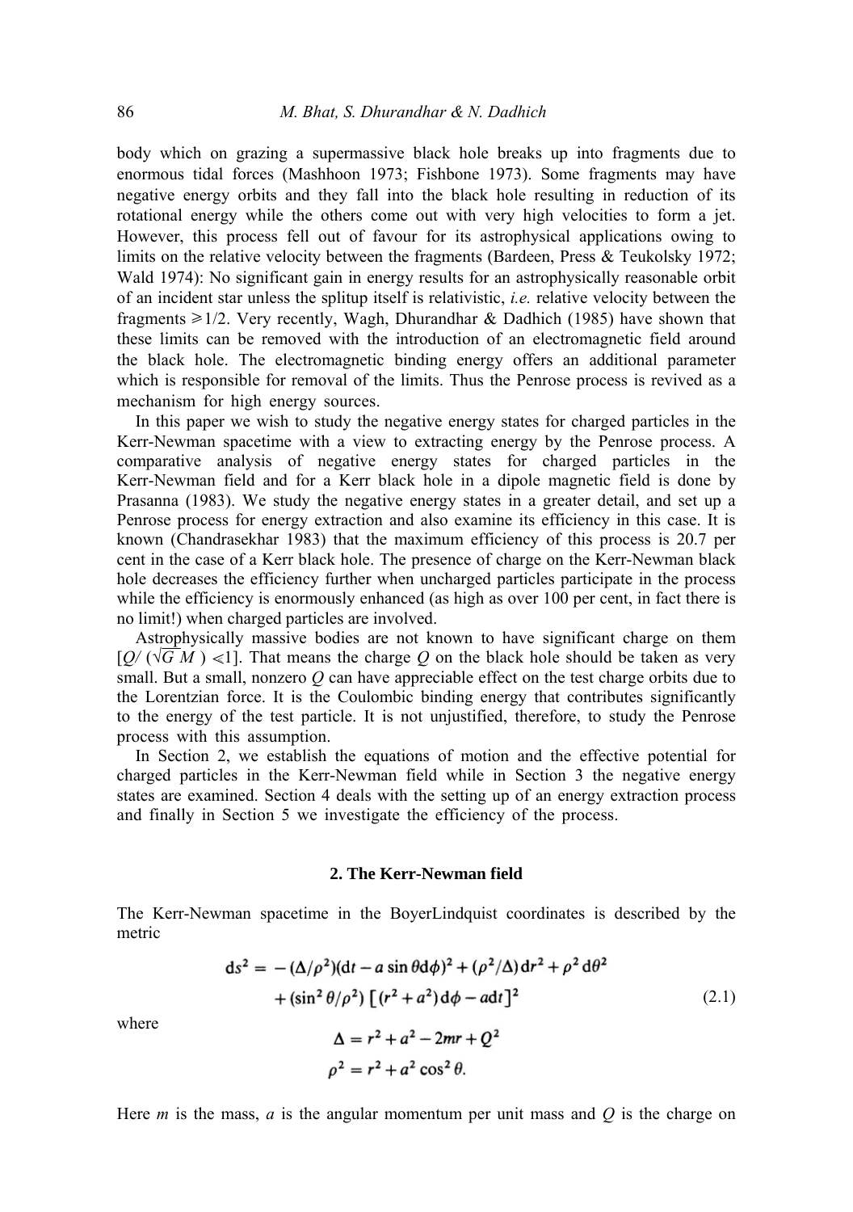body which on grazing a supermassive black hole breaks up into fragments due to enormous tidal forces (Mashhoon 1973; Fishbone 1973). Some fragments may have negative energy orbits and they fall into the black hole resulting in reduction of its rotational energy while the others come out with very high velocities to form a jet. However, this process fell out of favour for its astrophysical applications owing to limits on the relative velocity between the fragments (Bardeen, Press & Teukolsky 1972; Wald 1974): No significant gain in energy results for an astrophysically reasonable orbit of an incident star unless the splitup itself is relativistic, *i.e.* relative velocity between the fragments $\geqslant 1/2$. Very recently, Wagh, Dhurandhar & Dadhich (1985) have shown that these limits can be removed with the introduction of an electromagnetic field around the black hole. The electromagnetic binding energy offers an additional parameter which is responsible for removal of the limits. Thus the Penrose process is revived as a mechanism for high energy sources.

In this paper we wish to study the negative energy states for charged particles in the Kerr-Newman spacetime with a view to extracting energy by the Penrose process. A comparative analysis of negative energy states for charged particles in the Kerr-Newman field and for a Kerr black hole in a dipole magnetic field is done by Prasanna (1983). We study the negative energy states in a greater detail, and set up a Penrose process for energy extraction and also examine its efficiency in this case. It is known (Chandrasekhar 1983) that the maximum efficiency of this process is 20.7 per cent in the case of a Kerr black hole. The presence of charge on the Kerr-Newman black hole decreases the efficiency further when uncharged particles participate in the process while the efficiency is enormously enhanced (as high as over 100 per cent, in fact there is no limit!) when charged particles are involved.

Astrophysically massive bodies are not known to have significant charge on them $[Q/(\sqrt{G}\,M) \ll 1]$. That means the charge $Q$ on the black hole should be taken as very small. But a small, nonzero $Q$ can have appreciable effect on the test charge orbits due to the Lorentzian force. It is the Coulombic binding energy that contributes significantly to the energy of the test particle. It is not unjustified, therefore, to study the Penrose process with this assumption.

In Section 2, we establish the equations of motion and the effective potential for charged particles in the Kerr-Newman field while in Section 3 the negative energy states are examined. Section 4 deals with the setting up of an energy extraction process and finally in Section 5 we investigate the efficiency of the process.

## 2. The Kerr-Newman field

The Kerr-Newman spacetime in the BoyerLindquist coordinates is described by the metric

$$\begin{aligned} \mathrm{d}s^2 = & -(\Delta/\rho^2)(\mathrm{d}t - a\sin\theta\mathrm{d}\phi)^2 + (\rho^2/\Delta)\,\mathrm{d}r^2 + \rho^2\,\mathrm{d}\theta^2 \\ & + (\sin^2\theta/\rho^2)\left[(r^2+a^2)\,\mathrm{d}\phi - a\mathrm{d}t\right]^2 \end{aligned} \tag{2.1}$$

where

$$\Delta = r^2 + a^2 - 2mr + Q^2$$

$$\rho^2 = r^2 + a^2\cos^2\theta.$$

Here $m$ is the mass, $a$ is the angular momentum per unit mass and $Q$ is the charge on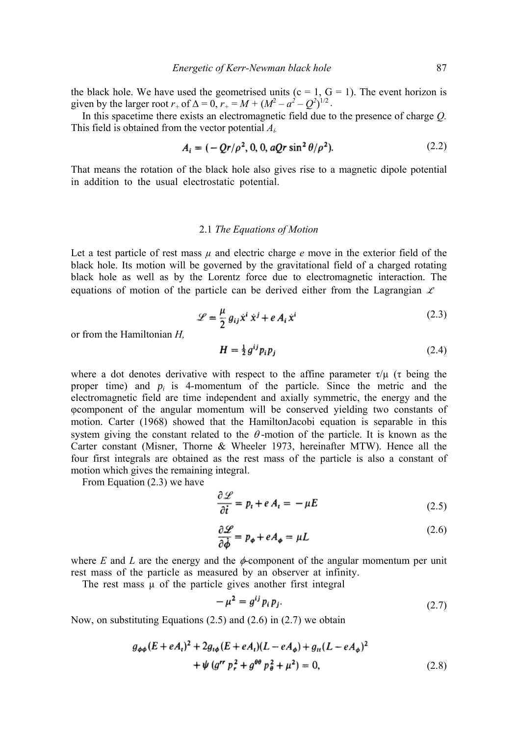the black hole. We have used the geometrised units ($c = 1$, $G = 1$). The event horizon is given by the larger root $r_+$ of $\Delta = 0$, $r_+ = M + (M^2 - a^2 - Q^2)^{1/2}$.

In this spacetime there exists an electromagnetic field due to the presence of charge $Q$. This field is obtained from the vector potential $A_i$,

$$A_i = (-Qr/\rho^2, 0, 0, aQr\sin^2\theta/\rho^2). \tag{2.2}$$

That means the rotation of the black hole also gives rise to a magnetic dipole potential in addition to the usual electrostatic potential.

### 2.1 *The Equations of Motion*

Let a test particle of rest mass $\mu$ and electric charge $e$ move in the exterior field of the black hole. Its motion will be governed by the gravitational field of a charged rotating black hole as well as by the Lorentz force due to electromagnetic interaction. The equations of motion of the particle can be derived either from the Lagrangian $\mathscr{L}$

$$\mathscr{L} = \frac{\mu}{2} g_{ij}\dot{x}^i\dot{x}^j + eA_i\dot{x}^i \tag{2.3}$$

or from the Hamiltonian $H$,

$$H = \tfrac{1}{2} g^{ij} p_i p_j \tag{2.4}$$

where a dot denotes derivative with respect to the affine parameter $\tau/\mu$ ($\tau$ being the proper time) and $p_i$ is 4-momentum of the particle. Since the metric and the electromagnetic field are time independent and axially symmetric, the energy and the φcomponent of the angular momentum will be conserved yielding two constants of motion. Carter (1968) showed that the HamiltonJacobi equation is separable in this system giving the constant related to the $\theta$-motion of the particle. It is known as the Carter constant (Misner, Thorne & Wheeler 1973, hereinafter MTW). Hence all the four first integrals are obtained as the rest mass of the particle is also a constant of motion which gives the remaining integral.

From Equation (2.3) we have

$$\frac{\partial \mathscr{L}}{\partial \dot{t}} = p_t + eA_t = -\mu E \tag{2.5}$$

$$\frac{\partial \mathscr{L}}{\partial \dot{\phi}} = p_\phi + eA_\phi = \mu L \tag{2.6}$$

where $E$ and $L$ are the energy and the $\phi$-component of the angular momentum per unit rest mass of the particle as measured by an observer at infinity.

The rest mass $\mu$ of the particle gives another first integral

$$-\mu^2 = g^{ij} p_i p_j. \tag{2.7}$$

Now, on substituting Equations (2.5) and (2.6) in (2.7) we obtain

$$g_{\phi\phi}(E + eA_t)^2 + 2g_{t\phi}(E + eA_t)(L - eA_\phi) + g_{tt}(L - eA_\phi)^2 + \psi\,(g^{rr}p_r^2 + g^{\theta\theta}p_\theta^2 + \mu^2) = 0, \tag{2.8}$$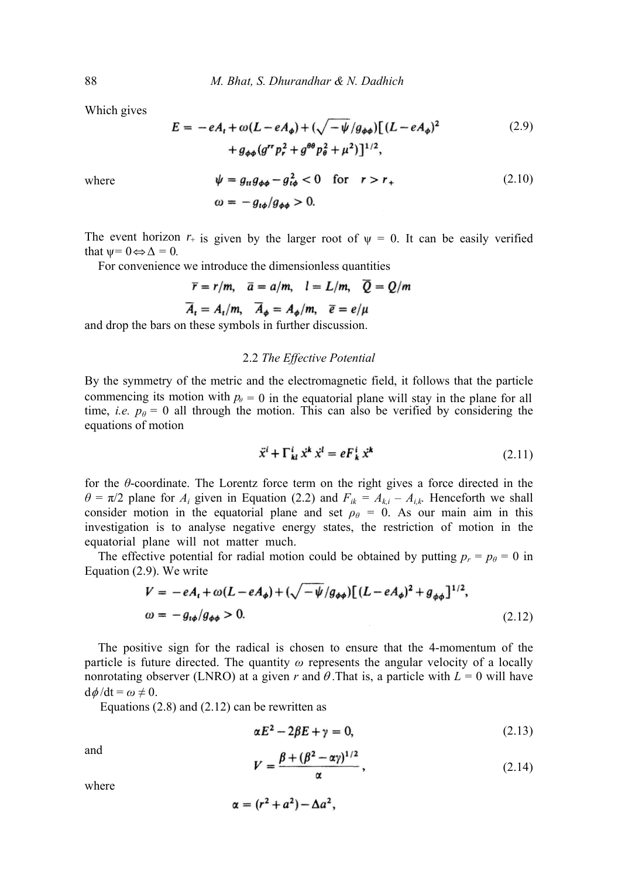Which gives

$$E = -eA_t + \omega(L - eA_\phi) + (\sqrt{-\psi}/g_{\phi\phi})\big[(L - eA_\phi)^2 + g_{\phi\phi}(g^{rr}p_r^2 + g^{\theta\theta}p_\theta^2 + \mu^2)\big]^{1/2}, \tag{2.9}$$

where

$$\psi = g_{tt}g_{\phi\phi} - g_{t\phi}^2 < 0 \quad \text{for} \quad r > r_+ \tag{2.10}$$

$$\omega = -g_{t\phi}/g_{\phi\phi} > 0.$$

The event horizon $r_+$ is given by the larger root of $\psi = 0$. It can be easily verified that $\psi = 0 \Leftrightarrow \Delta = 0$.

For convenience we introduce the dimensionless quantities

$$\bar{r} = r/m, \quad \bar{a} = a/m, \quad l = L/m, \quad \bar{Q} = Q/m$$

$$\bar{A}_t = A_t/m, \quad \bar{A}_\phi = A_\phi/m, \quad \bar{e} = e/\mu$$

and drop the bars on these symbols in further discussion.

### 2.2 *The Effective Potential*

By the symmetry of the metric and the electromagnetic field, it follows that the particle commencing its motion with $p_\theta = 0$ in the equatorial plane will stay in the plane for all time, *i.e.* $p_\theta = 0$ all through the motion. This can also be verified by considering the equations of motion

$$\ddot{x}^i + \Gamma^i_{kl}\dot{x}^k\dot{x}^l = eF^i_k\dot{x}^k \tag{2.11}$$

for the $\theta$-coordinate. The Lorentz force term on the right gives a force directed in the $\theta = \pi/2$ plane for $A_i$ given in Equation (2.2) and $F_{ik} = A_{k,i} - A_{i,k}$. Henceforth we shall consider motion in the equatorial plane and set $p_\theta = 0$. As our main aim in this investigation is to analyse negative energy states, the restriction of motion in the equatorial plane will not matter much.

The effective potential for radial motion could be obtained by putting $p_r = p_\theta = 0$ in Equation (2.9). We write

$$V = -eA_t + \omega(L - eA_\phi) + (\sqrt{-\psi}/g_{\phi\phi})\big[(L - eA_\phi)^2 + g_{\phi\phi}\big]^{1/2},$$

$$\omega = -g_{t\phi}/g_{\phi\phi} > 0. \tag{2.12}$$

The positive sign for the radical is chosen to ensure that the 4-momentum of the particle is future directed. The quantity $\omega$ represents the angular velocity of a locally nonrotating observer (LNRO) at a given $r$ and $\theta$. That is, a particle with $L = 0$ will have $d\phi/dt = \omega \neq 0$.

Equations (2.8) and (2.12) can be rewritten as

$$\alpha E^2 - 2\beta E + \gamma = 0, \tag{2.13}$$

and

$$V = \frac{\beta + (\beta^2 - \alpha\gamma)^{1/2}}{\alpha}, \tag{2.14}$$

where

$$\alpha = (r^2 + a^2) - \Delta a^2,$$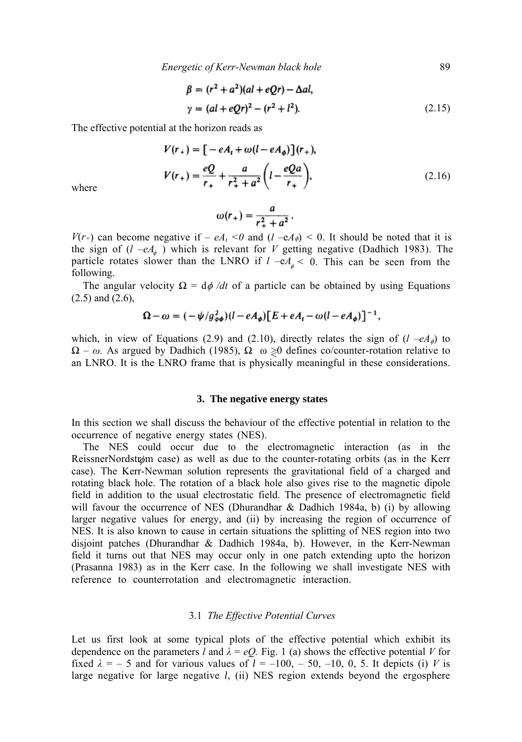$$\beta = (r^2 + a^2)(al + eQr) - \Delta al,$$

$$\gamma = (al + eQr)^2 - (r^2 + l^2). \tag{2.15}$$

The effective potential at the horizon reads as

$$V(r_+) = [-eA_t + \omega(l - eA_\phi)](r_+),$$

$$V(r_+) = \frac{eQ}{r_+} + \frac{a}{r_+^2 + a^2}\left(l - \frac{eQa}{r_+}\right), \tag{2.16}$$

where

$$\omega(r_+) = \frac{a}{r_+^2 + a^2}.$$

$V(r_+)$ can become negative if $-eA_t < 0$ and $(l - eA_\phi) < 0$. It should be noted that it is the sign of $(l - eA_\phi)$ which is relevant for $V$ getting negative (Dadhich 1983). The particle rotates slower than the LNRO if $l - eA_\phi < 0$. This can be seen from the following.

The angular velocity $\Omega = d\phi/dt$ of a particle can be obtained by using Equations (2.5) and (2.6),

$$\Omega - \omega = (-\psi/g_{\phi\phi}^2)(l - eA_\phi)[E + eA_t - \omega(l - eA_\phi)]^{-1},$$

which, in view of Equations (2.9) and (2.10), directly relates the sign of $(l - eA_\phi)$ to $\Omega - \omega$. As argued by Dadhich (1985), $\Omega - \omega \gtrless 0$ defines co/counter-rotation relative to an LNRO. It is the LNRO frame that is physically meaningful in these considerations.

## 3. The negative energy states

In this section we shall discuss the behaviour of the effective potential in relation to the occurrence of negative energy states (NES).

The NES could occur due to the electromagnetic interaction (as in the ReissnerNordström case) as well as due to the counter-rotating orbits (as in the Kerr case). The Kerr-Newman solution represents the gravitational field of a charged and rotating black hole. The rotation of a black hole also gives rise to the magnetic dipole field in addition to the usual electrostatic field. The presence of electromagnetic field will favour the occurrence of NES (Dhurandhar & Dadhich 1984a, b) (i) by allowing larger negative values for energy, and (ii) by increasing the region of occurrence of NES. It is also known to cause in certain situations the splitting of NES region into two disjoint patches (Dhurandhar & Dadhich 1984a, b). However, in the Kerr-Newman field it turns out that NES may occur only in one patch extending upto the horizon (Prasanna 1983) as in the Kerr case. In the following we shall investigate NES with reference to counterrotation and electromagnetic interaction.

### 3.1 *The Effective Potential Curves*

Let us first look at some typical plots of the effective potential which exhibit its dependence on the parameters $l$ and $\lambda = eQ$. Fig. 1 (a) shows the effective potential $V$ for fixed $\lambda = -5$ and for various values of $l = -100, -50, -10, 0, 5$. It depicts (i) $V$ is large negative for large negative $l$, (ii) NES region extends beyond the ergosphere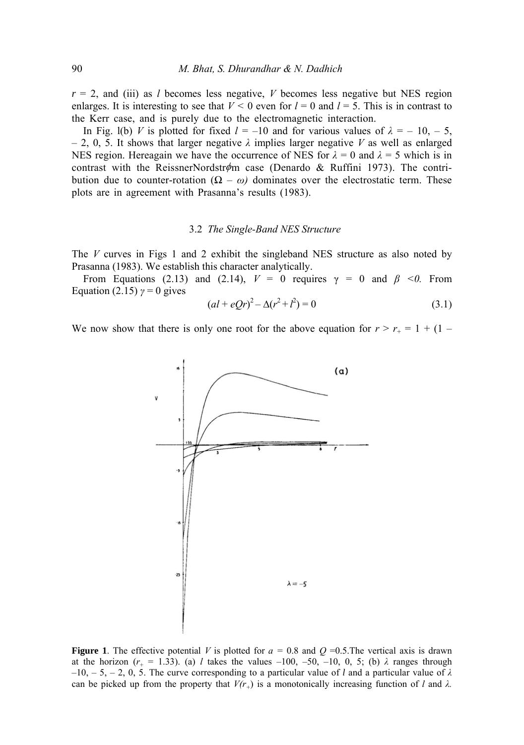$r$ = 2, and (iii) as $l$ becomes less negative, $V$ becomes less negative but NES region enlarges. It is interesting to see that $V < 0$ even for $l = 0$ and $l = 5$. This is in contrast to the Kerr case, and is purely due to the electromagnetic interaction.

In Fig. l(b) $V$ is plotted for fixed $l = -10$ and for various values of $\lambda = -10, -5, -2, 0, 5$. It shows that larger negative $\lambda$ implies larger negative $V$ as well as enlarged NES region. Hereagain we have the occurrence of NES for $\lambda = 0$ and $\lambda = 5$ which is in contrast with the ReissnerNordstrϕm case (Denardo & Ruffini 1973). The contribution due to counter-rotation $(\Omega - \omega)$ dominates over the electrostatic term. These plots are in agreement with Prasanna's results (1983).

### 3.2 *The Single-Band NES Structure*

The $V$ curves in Figs 1 and 2 exhibit the singleband NES structure as also noted by Prasanna (1983). We establish this character analytically.

From Equations (2.13) and (2.14), $V = 0$ requires $\gamma = 0$ and $\beta < 0$. From Equation (2.15) $\gamma = 0$ gives

$$(al + eQr)^2 - \Delta(r^2 + l^2) = 0 \tag{3.1}$$

We now show that there is only one root for the above equation for $r > r_+ = 1 + (1 -$

**Figure 1**. The effective potential $V$ is plotted for $a$ = 0.8 and $Q$ =0.5.The vertical axis is drawn at the horizon ($r_+$ = 1.33). (a) $l$ takes the values –100, –50, –10, 0, 5; (b) $\lambda$ ranges through –10, – 5, – 2, 0, 5. The curve corresponding to a particular value of $l$ and a particular value of $\lambda$ can be picked up from the property that $V(r_+)$ is a monotonically increasing function of $l$ and $\lambda$.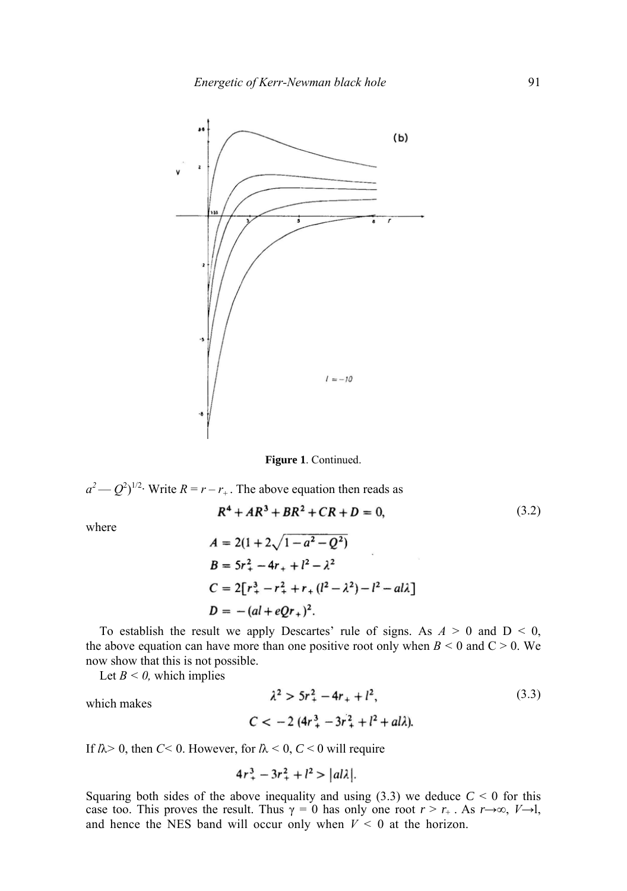Figure 1. Continued.

$a^2 - Q^2)^{1/2}$. Write $R = r - r_+$. The above equation then reads as

$$R^4 + AR^3 + BR^2 + CR + D = 0, \tag{3.2}$$

where

$$A = 2(1 + 2\sqrt{1 - a^2 - Q^2})$$

$$B = 5r_+^2 - 4r_+ + l^2 - \lambda^2$$

$$C = 2[r_+^3 - r_+^2 + r_+(l^2 - \lambda^2) - l^2 - al\lambda]$$

$$D = -(al + eQr_+)^2.$$

To establish the result we apply Descartes' rule of signs. As $A > 0$ and $D < 0$, the above equation can have more than one positive root only when $B < 0$ and $C > 0$. We now show that this is not possible.

Let $B < 0$, which implies

$$\lambda^2 > 5r_+^2 - 4r_+ + l^2, \tag{3.3}$$

which makes

$$C < -2(4r_+^3 - 3r_+^2 + l^2 + al\lambda).$$

If $l\lambda > 0$, then $C < 0$. However, for $l\lambda < 0$, $C < 0$ will require

$$4r_+^3 - 3r_+^2 + l^2 > |al\lambda|.$$

Squaring both sides of the above inequality and using (3.3) we deduce $C < 0$ for this case too. This proves the result. Thus $\gamma = 0$ has only one root $r > r_+$. As $r \to \infty$, $V \to l$, and hence the NES band will occur only when $V < 0$ at the horizon.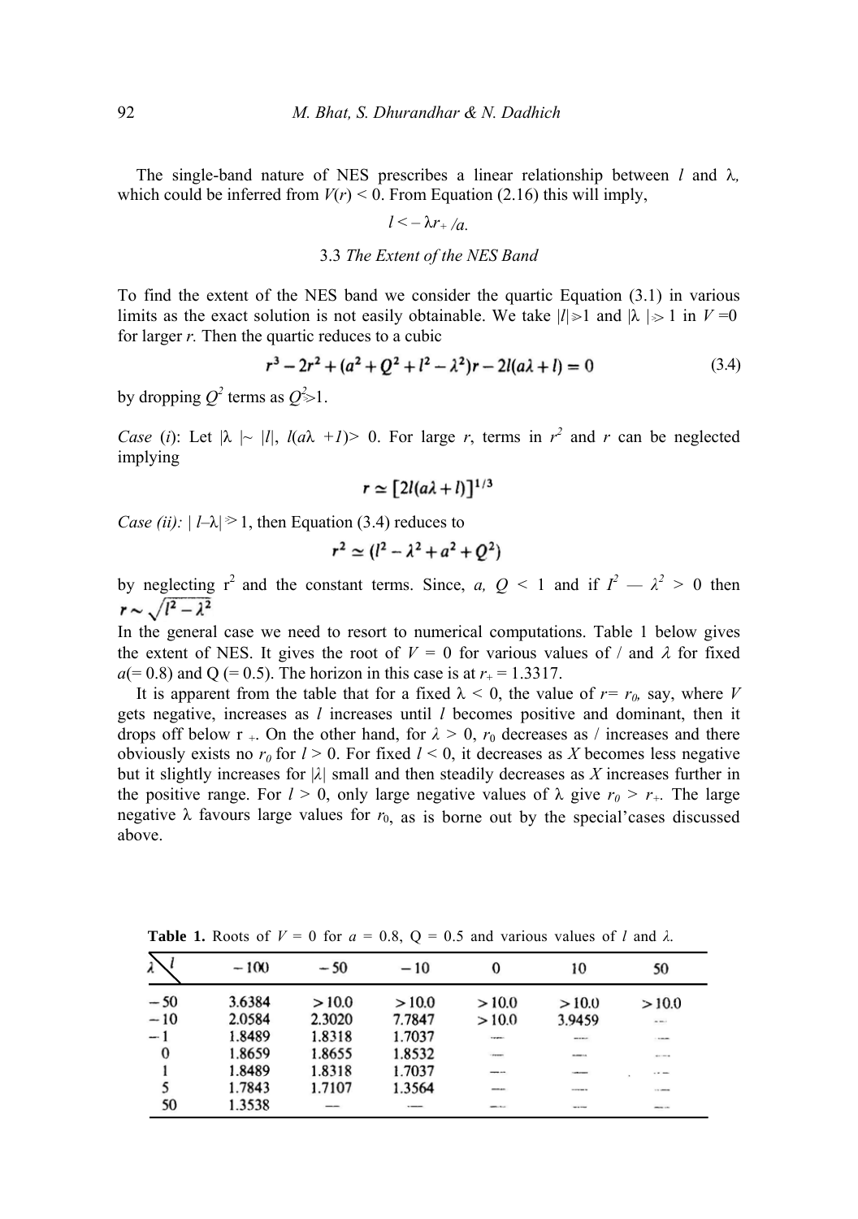The single-band nature of NES prescribes a linear relationship between $l$ and $\lambda$, which could be inferred from $V(r) < 0$. From Equation (2.16) this will imply,

$$l < -\lambda r_+ /a.$$

### 3.3 *The Extent of the NES Band*

To find the extent of the NES band we consider the quartic Equation (3.1) in various limits as the exact solution is not easily obtainable. We take $|l| \gg 1$ and $|\lambda| \gg 1$ in $V = 0$ for larger $r$. Then the quartic reduces to a cubic

$$r^3 - 2r^2 + (a^2 + Q^2 + l^2 - \lambda^2)r - 2l(a\lambda + l) = 0 \tag{3.4}$$

by dropping $Q^2$ terms as $Q^2 \gg 1$.

*Case* (*i*): Let $|\lambda| \sim |l|$, $l(a\lambda + l) > 0$. For large $r$, terms in $r^2$ and $r$ can be neglected implying

$$r \simeq [2l(a\lambda + l)]^{1/3}$$

*Case (ii):* $|l - \lambda| \gg 1$, then Equation (3.4) reduces to

$$r^2 \simeq (l^2 - \lambda^2 + a^2 + Q^2)$$

by neglecting $r^2$ and the constant terms. Since, $a$, $Q < 1$ and if $l^2 - \lambda^2 > 0$ then $r \sim \sqrt{l^2 - \lambda^2}$

In the general case we need to resort to numerical computations. Table 1 below gives the extent of NES. It gives the root of $V = 0$ for various values of / and $\lambda$ for fixed $a$(= 0.8) and Q (= 0.5). The horizon in this case is at $r_+ = 1.3317$.

It is apparent from the table that for a fixed $\lambda < 0$, the value of $r = r_0$, say, where $V$ gets negative, increases as $l$ increases until $l$ becomes positive and dominant, then it drops off below r $_+$. On the other hand, for $\lambda > 0$, $r_0$ decreases as / increases and there obviously exists no $r_0$ for $l > 0$. For fixed $l < 0$, it decreases as $X$ becomes less negative but it slightly increases for $|\lambda|$ small and then steadily decreases as $X$ increases further in the positive range. For $l > 0$, only large negative values of $\lambda$ give $r_0 > r_+$. The large negative $\lambda$ favours large values for $r_0$, as is borne out by the special'cases discussed above.

**Table 1.** Roots of $V = 0$ for $a = 0.8$, Q = 0.5 and various values of $l$ and $\lambda$.

| $\lambda$ \ $l$ | −100 | −50 | −10 | 0 | 10 | 50 |
|---|---|---|---|---|---|---|
| −50 | 3.6384 | > 10.0 | > 10.0 | > 10.0 | > 10.0 | > 10.0 |
| −10 | 2.0584 | 2.3020 | 7.7847 | > 10.0 | 3.9459 | — |
| −1 | 1.8489 | 1.8318 | 1.7037 | — | — | — |
| 0 | 1.8659 | 1.8655 | 1.8532 | — | — | — |
| 1 | 1.8489 | 1.8318 | 1.7037 | — | — | — |
| 5 | 1.7843 | 1.7107 | 1.3564 | — | — | — |
| 50 | 1.3538 | — | — | — | — | — |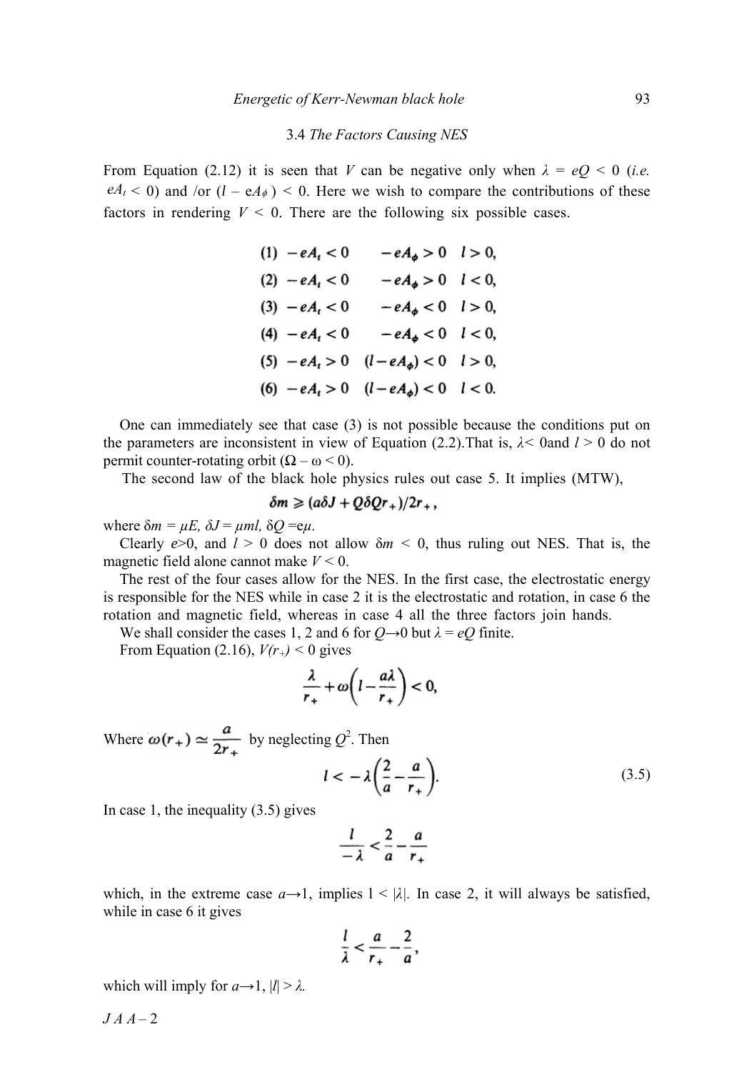### 3.4 *The Factors Causing NES*

From Equation (2.12) it is seen that $V$ can be negative only when $\lambda = eQ < 0$ (*i.e.* $eA_t < 0$) and /or $(l - eA_\phi) < 0$. Here we wish to compare the contributions of these factors in rendering $V < 0$. There are the following six possible cases.

$$
\begin{aligned}
&(1)\ -eA_t < 0 \qquad -eA_\phi > 0 \quad l > 0,\\
&(2)\ -eA_t < 0 \qquad -eA_\phi > 0 \quad l < 0,\\
&(3)\ -eA_t < 0 \qquad -eA_\phi < 0 \quad l > 0,\\
&(4)\ -eA_t < 0 \qquad -eA_\phi < 0 \quad l < 0,\\
&(5)\ -eA_t > 0 \quad (l - eA_\phi) < 0 \quad l > 0,\\
&(6)\ -eA_t > 0 \quad (l - eA_\phi) < 0 \quad l < 0.
\end{aligned}
$$

One can immediately see that case (3) is not possible because the conditions put on the parameters are inconsistent in view of Equation (2.2).That is, $\lambda < 0$and $l > 0$ do not permit counter-rotating orbit $(\Omega - \omega < 0)$.

The second law of the black hole physics rules out case 5. It implies (MTW),

$$\delta m \geqslant (a\delta J + Q\delta Q r_+)/2r_+,$$

where $\delta m = \mu E$, $\delta J = \mu m l$, $\delta Q = e\mu$.

Clearly $e>0$, and $l > 0$ does not allow $\delta m < 0$, thus ruling out NES. That is, the magnetic field alone cannot make $V < 0$.

The rest of the four cases allow for the NES. In the first case, the electrostatic energy is responsible for the NES while in case 2 it is the electrostatic and rotation, in case 6 the rotation and magnetic field, whereas in case 4 all the three factors join hands.

We shall consider the cases 1, 2 and 6 for $Q \rightarrow 0$ but $\lambda = eQ$ finite.

From Equation (2.16), $V(r_+) < 0$ gives

$$\frac{\lambda}{r_+} + \omega\left(l - \frac{a\lambda}{r_+}\right) < 0,$$

Where $\omega(r_+) \simeq \dfrac{a}{2r_+}$ by neglecting $Q^2$. Then

$$l < -\lambda\left(\frac{2}{a} - \frac{a}{r_+}\right). \tag{3.5}$$

In case 1, the inequality (3.5) gives

$$\frac{l}{-\lambda} < \frac{2}{a} - \frac{a}{r_+}$$

which, in the extreme case $a \rightarrow 1$, implies $l < |\lambda|$. In case 2, it will always be satisfied, while in case 6 it gives

$$\frac{l}{\lambda} < \frac{a}{r_+} - \frac{2}{a},$$

which will imply for $a \rightarrow 1$, $|l| > \lambda$.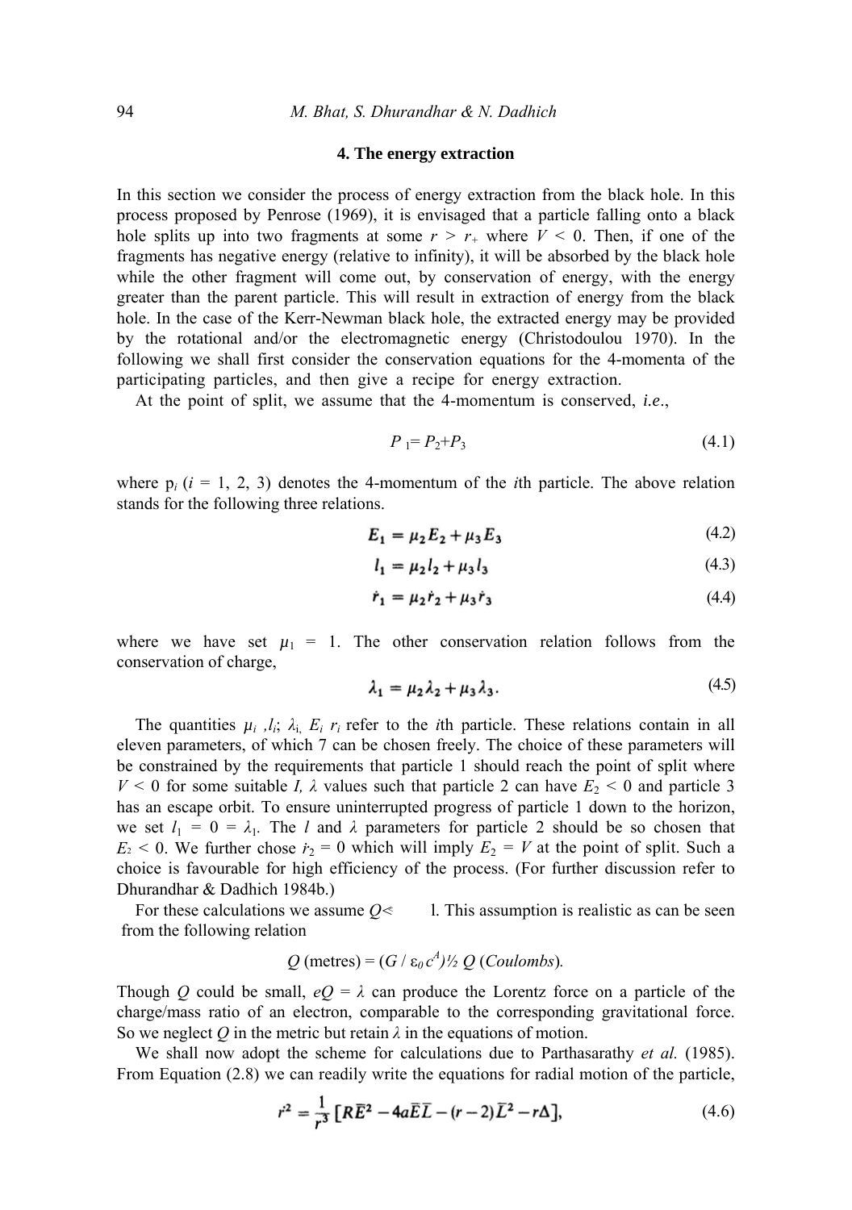## 4. The energy extraction

In this section we consider the process of energy extraction from the black hole. In this process proposed by Penrose (1969), it is envisaged that a particle falling onto a black hole splits up into two fragments at some $r > r_+$ where $V < 0$. Then, if one of the fragments has negative energy (relative to infinity), it will be absorbed by the black hole while the other fragment will come out, by conservation of energy, with the energy greater than the parent particle. This will result in extraction of energy from the black hole. In the case of the Kerr-Newman black hole, the extracted energy may be provided by the rotational and/or the electromagnetic energy (Christodoulou 1970). In the following we shall first consider the conservation equations for the 4-momenta of the participating particles, and then give a recipe for energy extraction.

At the point of split, we assume that the 4-momentum is conserved, *i.e.*,

$$P_1 = P_2 + P_3 \tag{4.1}$$

where $p_i$ ($i$ = 1, 2, 3) denotes the 4-momentum of the $i$th particle. The above relation stands for the following three relations.

$$E_1 = \mu_2 E_2 + \mu_3 E_3 \tag{4.2}$$

$$l_1 = \mu_2 l_2 + \mu_3 l_3 \tag{4.3}$$

$$\dot{r}_1 = \mu_2 \dot{r}_2 + \mu_3 \dot{r}_3 \tag{4.4}$$

where we have set $\mu_1 = 1$. The other conservation relation follows from the conservation of charge,

$$\lambda_1 = \mu_2 \lambda_2 + \mu_3 \lambda_3. \tag{4.5}$$

The quantities $\mu_i$, $l_i$; $\lambda_i$, $E_i$ $r_i$ refer to the $i$th particle. These relations contain in all eleven parameters, of which 7 can be chosen freely. The choice of these parameters will be constrained by the requirements that particle 1 should reach the point of split where $V < 0$ for some suitable $l$, $\lambda$ values such that particle 2 can have $E_2 < 0$ and particle 3 has an escape orbit. To ensure uninterrupted progress of particle 1 down to the horizon, we set $l_1 = 0 = \lambda_1$. The $l$ and $\lambda$ parameters for particle 2 should be so chosen that $E_2 < 0$. We further chose $\dot{r}_2 = 0$ which will imply $E_2 = V$ at the point of split. Such a choice is favourable for high efficiency of the process. (For further discussion refer to Dhurandhar & Dadhich 1984b.)

For these calculations we assume $Q \ll 1$. This assumption is realistic as can be seen from the following relation

$$Q\,(\text{metres}) = (G / \varepsilon_0 c^4)^{1/2}\, Q\,(\textit{Coulombs}).$$

Though $Q$ could be small, $eQ = \lambda$ can produce the Lorentz force on a particle of the charge/mass ratio of an electron, comparable to the corresponding gravitational force. So we neglect $Q$ in the metric but retain $\lambda$ in the equations of motion.

We shall now adopt the scheme for calculations due to Parthasarathy *et al.* (1985). From Equation (2.8) we can readily write the equations for radial motion of the particle,

$$\dot{r}^2 = \frac{1}{r^3}\left[R\bar{E}^2 - 4a\bar{E}\bar{L} - (r-2)\bar{L}^2 - r\Delta\right], \tag{4.6}$$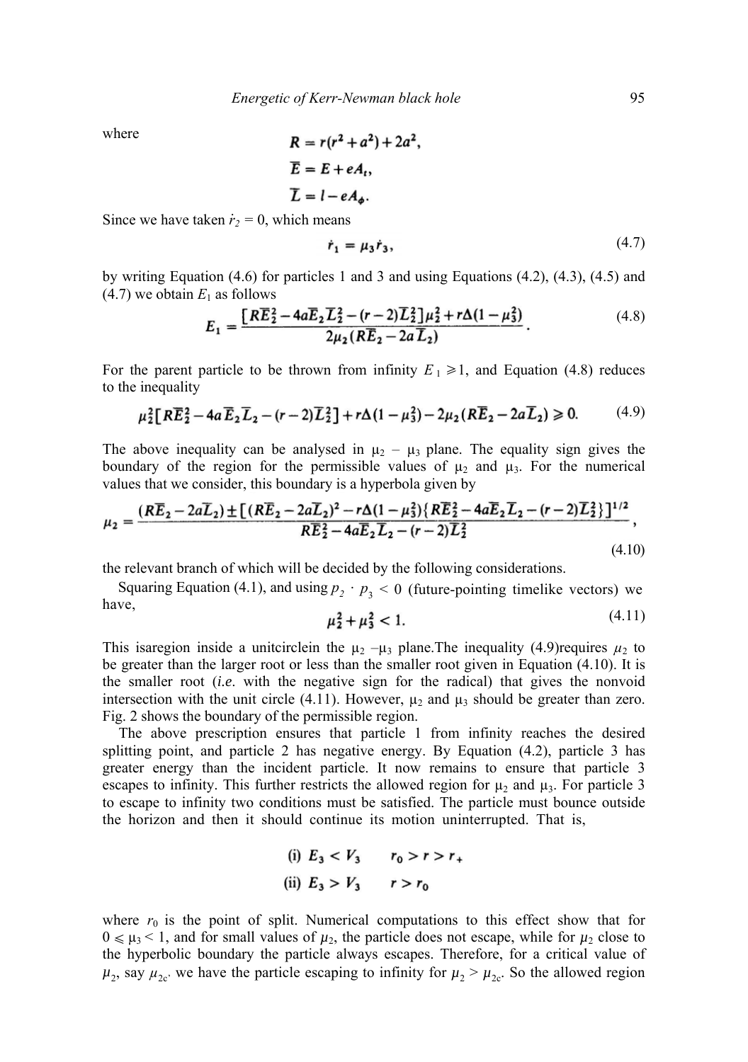where

$$R = r(r^2 + a^2) + 2a^2,$$

$$\bar{E} = E + eA_t,$$

$$\bar{L} = l - eA_\phi.$$

Since we have taken $\dot{r}_2 = 0$, which means

$$\dot{r}_1 = \mu_3 \dot{r}_3, \tag{4.7}$$

by writing Equation (4.6) for particles 1 and 3 and using Equations (4.2), (4.3), (4.5) and (4.7) we obtain $E_1$ as follows

$$E_1 = \frac{[R\bar{E}_2^2 - 4a\bar{E}_2\bar{L}_2^2 - (r-2)\bar{L}_2^2]\mu_2^2 + r\Delta(1-\mu_3^2)}{2\mu_2(R\bar{E}_2 - 2a\bar{L}_2)}. \tag{4.8}$$

For the parent particle to be thrown from infinity $E_1 \geqslant 1$, and Equation (4.8) reduces to the inequality

$$\mu_2^2[R\bar{E}_2^2 - 4a\bar{E}_2\bar{L}_2 - (r-2)\bar{L}_2^2] + r\Delta(1-\mu_3^2) - 2\mu_2(R\bar{E}_2 - 2a\bar{L}_2) \geqslant 0. \tag{4.9}$$

The above inequality can be analysed in $\mu_2 - \mu_3$ plane. The equality sign gives the boundary of the region for the permissible values of $\mu_2$ and $\mu_3$. For the numerical values that we consider, this boundary is a hyperbola given by

$$\mu_2 = \frac{(R\bar{E}_2 - 2a\bar{L}_2) \pm [(R\bar{E}_2 - 2a\bar{L}_2)^2 - r\Delta(1-\mu_3^2)\{R\bar{E}_2^2 - 4a\bar{E}_2\bar{L}_2 - (r-2)\bar{L}_2^2\}]^{1/2}}{R\bar{E}_2^2 - 4a\bar{E}_2\bar{L}_2 - (r-2)\bar{L}_2^2}, \tag{4.10}$$

the relevant branch of which will be decided by the following considerations.

Squaring Equation (4.1), and using $p_2 \cdot p_3 < 0$ (future-pointing timelike vectors) we have,

$$\mu_2^2 + \mu_3^2 < 1. \tag{4.11}$$

This isaregion inside a unitcirclein the $\mu_2 - \mu_3$ plane.The inequality (4.9)requires $\mu_2$ to be greater than the larger root or less than the smaller root given in Equation (4.10). It is the smaller root (*i.e.* with the negative sign for the radical) that gives the nonvoid intersection with the unit circle (4.11). However, $\mu_2$ and $\mu_3$ should be greater than zero. Fig. 2 shows the boundary of the permissible region.

The above prescription ensures that particle 1 from infinity reaches the desired splitting point, and particle 2 has negative energy. By Equation (4.2), particle 3 has greater energy than the incident particle. It now remains to ensure that particle 3 escapes to infinity. This further restricts the allowed region for $\mu_2$ and $\mu_3$. For particle 3 to escape to infinity two conditions must be satisfied. The particle must bounce outside the horizon and then it should continue its motion uninterrupted. That is,

(i) $E_3 < V_3 \qquad r_0 > r > r_+$

(ii) $E_3 > V_3 \qquad r > r_0$

where $r_0$ is the point of split. Numerical computations to this effect show that for $0 \leqslant \mu_3 < 1$, and for small values of $\mu_2$, the particle does not escape, while for $\mu_2$ close to the hyperbolic boundary the particle always escapes. Therefore, for a critical value of $\mu_2$, say $\mu_{2c}$, we have the particle escaping to infinity for $\mu_2 > \mu_{2c}$. So the allowed region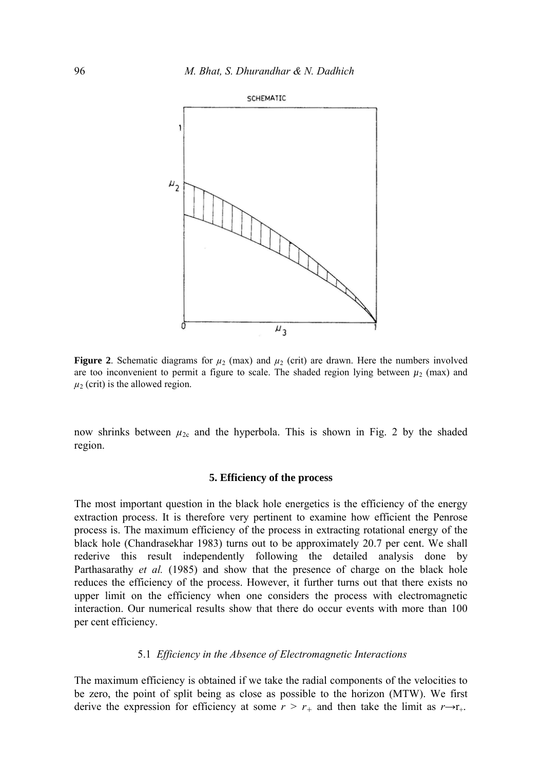**Figure 2**. Schematic diagrams for $\mu_2$ (max) and $\mu_2$ (crit) are drawn. Here the numbers involved are too inconvenient to permit a figure to scale. The shaded region lying between $\mu_2$ (max) and $\mu_2$ (crit) is the allowed region.

now shrinks between $\mu_{2c}$ and the hyperbola. This is shown in Fig. 2 by the shaded region.

## 5. Efficiency of the process

The most important question in the black hole energetics is the efficiency of the energy extraction process. It is therefore very pertinent to examine how efficient the Penrose process is. The maximum efficiency of the process in extracting rotational energy of the black hole (Chandrasekhar 1983) turns out to be approximately 20.7 per cent. We shall rederive this result independently following the detailed analysis done by Parthasarathy *et al.* (1985) and show that the presence of charge on the black hole reduces the efficiency of the process. However, it further turns out that there exists no upper limit on the efficiency when one considers the process with electromagnetic interaction. Our numerical results show that there do occur events with more than 100 per cent efficiency.

### 5.1 *Efficiency in the Absence of Electromagnetic Interactions*

The maximum efficiency is obtained if we take the radial components of the velocities to be zero, the point of split being as close as possible to the horizon (MTW). We first derive the expression for efficiency at some $r > r_+$ and then take the limit as $r \rightarrow r_+$.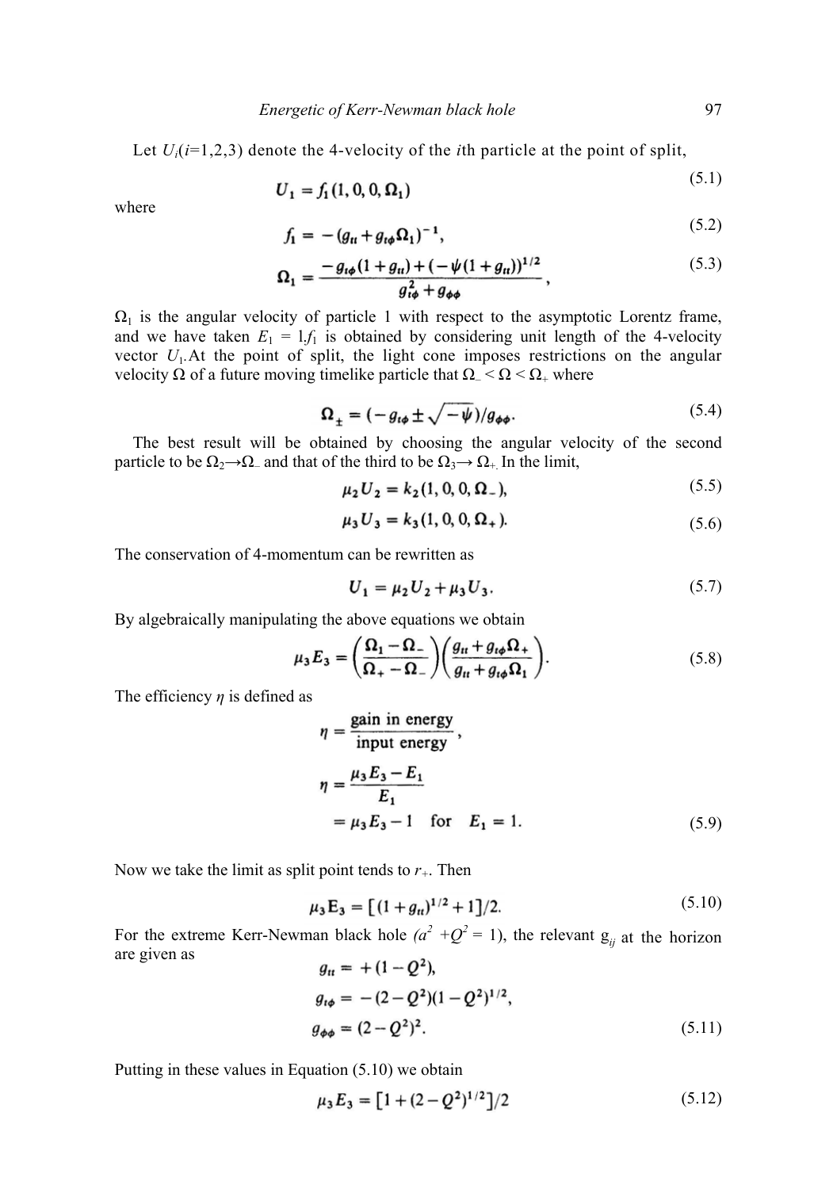Let $U_i(i=1,2,3)$ denote the 4-velocity of the $i$th particle at the point of split,

$$U_1 = f_1(1, 0, 0, \Omega_1) \tag{5.1}$$

where

$$f_1 = -(g_{tt} + g_{t\phi}\Omega_1)^{-1}, \tag{5.2}$$

$$\Omega_1 = \frac{-g_{t\phi}(1+g_{tt}) + (-\psi(1+g_{tt}))^{1/2}}{g_{t\phi}^2 + g_{\phi\phi}}, \tag{5.3}$$

$\Omega_1$ is the angular velocity of particle 1 with respect to the asymptotic Lorentz frame, and we have taken $E_1 = 1$.$f_1$ is obtained by considering unit length of the 4-velocity vector $U_1$.At the point of split, the light cone imposes restrictions on the angular velocity $\Omega$ of a future moving timelike particle that $\Omega_- < \Omega < \Omega_+$ where

$$\Omega_\pm = (-g_{t\phi} \pm \sqrt{-\psi})/g_{\phi\phi}. \tag{5.4}$$

The best result will be obtained by choosing the angular velocity of the second particle to be $\Omega_2 \to \Omega_-$ and that of the third to be $\Omega_3 \to \Omega_+$. In the limit,

$$\mu_2 U_2 = k_2(1, 0, 0, \Omega_-), \tag{5.5}$$

$$\mu_3 U_3 = k_3(1, 0, 0, \Omega_+). \tag{5.6}$$

The conservation of 4-momentum can be rewritten as

$$U_1 = \mu_2 U_2 + \mu_3 U_3. \tag{5.7}$$

By algebraically manipulating the above equations we obtain

$$\mu_3 E_3 = \left(\frac{\Omega_1 - \Omega_-}{\Omega_+ - \Omega_-}\right)\left(\frac{g_{tt} + g_{t\phi}\Omega_+}{g_{tt} + g_{t\phi}\Omega_1}\right). \tag{5.8}$$

The efficiency $\eta$ is defined as

$$\eta = \frac{\text{gain in energy}}{\text{input energy}},$$

$$\eta = \frac{\mu_3 E_3 - E_1}{E_1}$$
$$= \mu_3 E_3 - 1 \quad \text{for} \quad E_1 = 1. \tag{5.9}$$

Now we take the limit as split point tends to $r_+$. Then

$$\mu_3 \mathrm{E}_3 = [(1 + g_{tt})^{1/2} + 1]/2. \tag{5.10}$$

For the extreme Kerr-Newman black hole $(a^2 + Q^2 = 1)$, the relevant $g_{ij}$ at the horizon are given as

$$g_{tt} = +(1 - Q^2),$$
$$g_{t\phi} = -(2 - Q^2)(1 - Q^2)^{1/2},$$
$$g_{\phi\phi} = (2 - Q^2)^2. \tag{5.11}$$

Putting in these values in Equation (5.10) we obtain

$$\mu_3 E_3 = [1 + (2 - Q^2)^{1/2}]/2 \tag{5.12}$$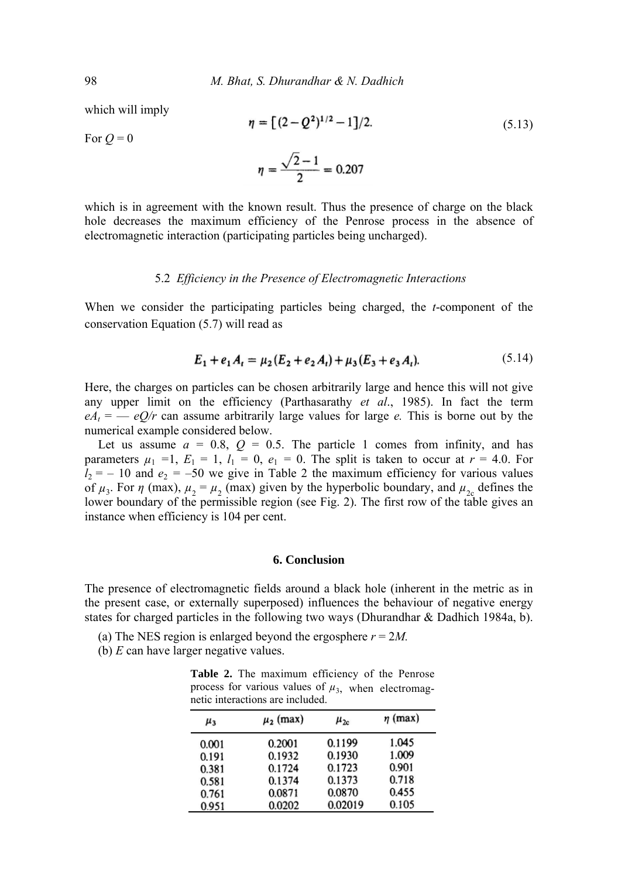which will imply

$$\eta = [(2 - Q^2)^{1/2} - 1]/2. \tag{5.13}$$

For $Q = 0$

$$\eta = \frac{\sqrt{2} - 1}{2} = 0.207$$

which is in agreement with the known result. Thus the presence of charge on the black hole decreases the maximum efficiency of the Penrose process in the absence of electromagnetic interaction (participating particles being uncharged).

### 5.2 *Efficiency in the Presence of Electromagnetic Interactions*

When we consider the participating particles being charged, the *t*-component of the conservation Equation (5.7) will read as

$$E_1 + e_1 A_t = \mu_2 (E_2 + e_2 A_t) + \mu_3 (E_3 + e_3 A_t). \tag{5.14}$$

Here, the charges on particles can be chosen arbitrarily large and hence this will not give any upper limit on the efficiency (Parthasarathy *et al*., 1985). In fact the term $eA_t = - eQ/r$ can assume arbitrarily large values for large *e*. This is borne out by the numerical example considered below.

Let us assume $a = 0.8$, $Q = 0.5$. The particle 1 comes from infinity, and has parameters $\mu_1 = 1$, $E_1 = 1$, $l_1 = 0$, $e_1 = 0$. The split is taken to occur at $r = 4.0$. For $l_2 = -10$ and $e_2 = -50$ we give in Table 2 the maximum efficiency for various values of $\mu_3$. For $\eta$ (max), $\mu_2 = \mu_2$ (max) given by the hyperbolic boundary, and $\mu_{2c}$ defines the lower boundary of the permissible region (see Fig. 2). The first row of the table gives an instance when efficiency is 104 per cent.

## 6. Conclusion

The presence of electromagnetic fields around a black hole (inherent in the metric as in the present case, or externally superposed) influences the behaviour of negative energy states for charged particles in the following two ways (Dhurandhar & Dadhich 1984a, b).

(a) The NES region is enlarged beyond the ergosphere $r = 2M$.
(b) $E$ can have larger negative values.

**Table 2.** The maximum efficiency of the Penrose process for various values of $\mu_3$, when electromagnetic interactions are included.

| $\mu_3$ | $\mu_2$ (max) | $\mu_{2c}$ | $\eta$ (max) |
|---|---|---|---|
| 0.001 | 0.2001 | 0.1199 | 1.045 |
| 0.191 | 0.1932 | 0.1930 | 1.009 |
| 0.381 | 0.1724 | 0.1723 | 0.901 |
| 0.581 | 0.1374 | 0.1373 | 0.718 |
| 0.761 | 0.0871 | 0.0870 | 0.455 |
| 0.951 | 0.0202 | 0.02019 | 0.105 |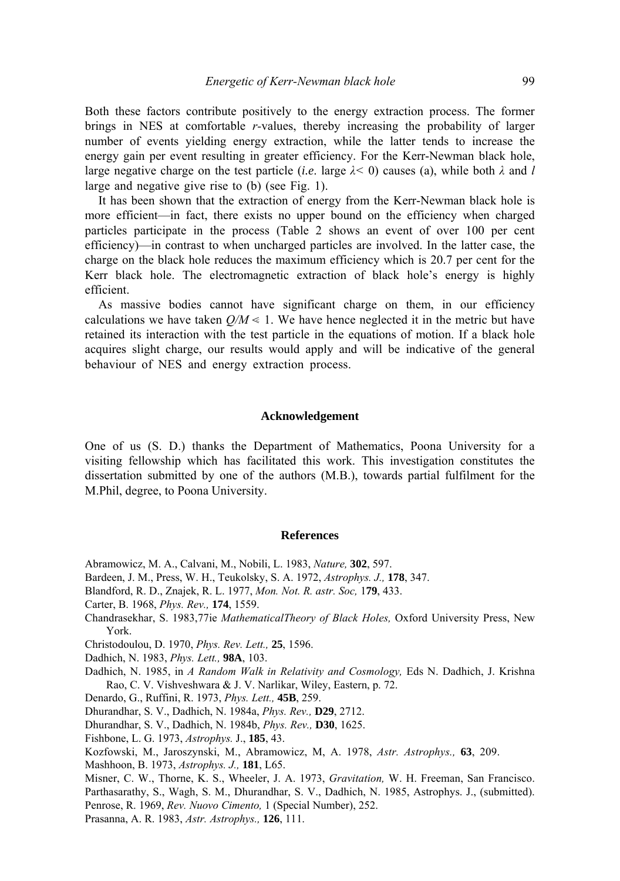Both these factors contribute positively to the energy extraction process. The former brings in NES at comfortable *r*-values, thereby increasing the probability of larger number of events yielding energy extraction, while the latter tends to increase the energy gain per event resulting in greater efficiency. For the Kerr-Newman black hole, large negative charge on the test particle (*i.e*. large $\lambda < 0$) causes (a), while both $\lambda$ and $l$ large and negative give rise to (b) (see Fig. 1).

It has been shown that the extraction of energy from the Kerr-Newman black hole is more efficient—in fact, there exists no upper bound on the efficiency when charged particles participate in the process (Table 2 shows an event of over 100 per cent efficiency)—in contrast to when uncharged particles are involved. In the latter case, the charge on the black hole reduces the maximum efficiency which is 20.7 per cent for the Kerr black hole. The electromagnetic extraction of black hole's energy is highly efficient.

As massive bodies cannot have significant charge on them, in our efficiency calculations we have taken $Q/M \ll 1$. We have hence neglected it in the metric but have retained its interaction with the test particle in the equations of motion. If a black hole acquires slight charge, our results would apply and will be indicative of the general behaviour of NES and energy extraction process.

## Acknowledgement

One of us (S. D.) thanks the Department of Mathematics, Poona University for a visiting fellowship which has facilitated this work. This investigation constitutes the dissertation submitted by one of the authors (M.B.), towards partial fulfilment for the M.Phil, degree, to Poona University.

## References

Abramowicz, M. A., Calvani, M., Nobili, L. 1983, *Nature,* **302**, 597.

Bardeen, J. M., Press, W. H., Teukolsky, S. A. 1972, *Astrophys. J.,* **178**, 347.

Blandford, R. D., Znajek, R. L. 1977, *Mon. Not. R. astr. Soc,* 1**79**, 433.

Carter, B. 1968, *Phys. Rev.,* **174**, 1559.

Chandrasekhar, S. 1983,77ie *MathematicalTheory of Black Holes,* Oxford University Press, New York.

Christodoulou, D. 1970, *Phys. Rev. Lett.,* **25**, 1596.

Dadhich, N. 1983, *Phys. Lett.,* **98A**, 103.

Dadhich, N. 1985, in *A Random Walk in Relativity and Cosmology,* Eds N. Dadhich, J. Krishna Rao, C. V. Vishveshwara & J. V. Narlikar, Wiley, Eastern, p. 72.

Denardo, G., Ruffini, R. 1973, *Phys. Lett.,* **45B**, 259.

Dhurandhar, S. V., Dadhich, N. 1984a, *Phys. Rev.,* **D29**, 2712.

Dhurandhar, S. V., Dadhich, N. 1984b, *Phys. Rev.,* **D30**, 1625.

Fishbone, L. G. 1973, *Astrophys.* J., **185**, 43.

Kozfowski, M., Jaroszynski, M., Abramowicz, M, A. 1978, *Astr. Astrophys.,* **63**, 209.

Mashhoon, B. 1973, *Astrophys. J.,* **181**, L65.

Misner, C. W., Thorne, K. S., Wheeler, J. A. 1973, *Gravitation,* W. H. Freeman, San Francisco.

Parthasarathy, S., Wagh, S. M., Dhurandhar, S. V., Dadhich, N. 1985, Astrophys. J., (submitted).

Penrose, R. 1969, *Rev. Nuovo Cimento,* 1 (Special Number), 252.

Prasanna, A. R. 1983, *Astr. Astrophys.,* **126**, 111.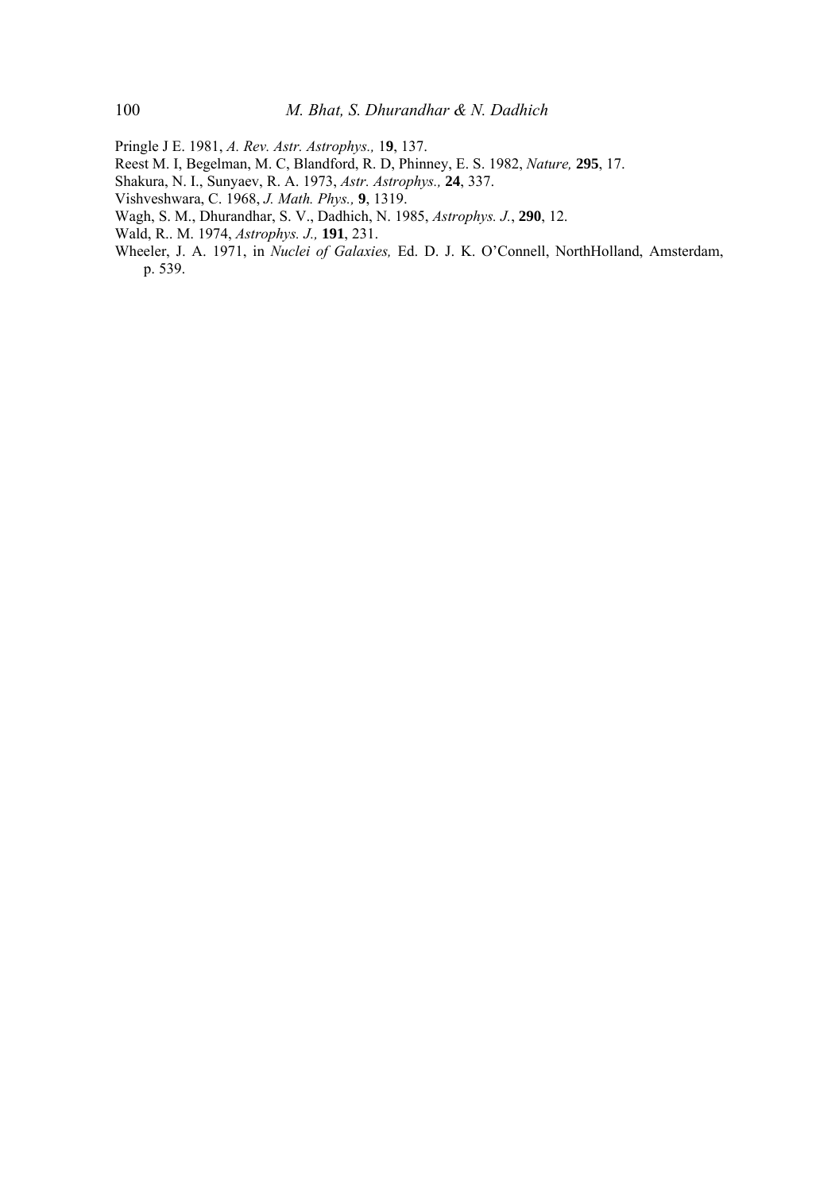Pringle J E. 1981, *A. Rev. Astr. Astrophys.,* 1**9**, 137.

Reest M. I, Begelman, M. C, Blandford, R. D, Phinney, E. S. 1982, *Nature,* **295**, 17.

Shakura, N. I., Sunyaev, R. A. 1973, *Astr. Astrophys.,* **24**, 337.

Vishveshwara, C. 1968, *J. Math. Phys.,* **9**, 1319.

Wagh, S. M., Dhurandhar, S. V., Dadhich, N. 1985, *Astrophys. J.*, **290**, 12.

Wald, R.. M. 1974, *Astrophys. J.,* **191**, 231.

Wheeler, J. A. 1971, in *Nuclei of Galaxies,* Ed. D. J. K. O'Connell, NorthHolland, Amsterdam, p. 539.